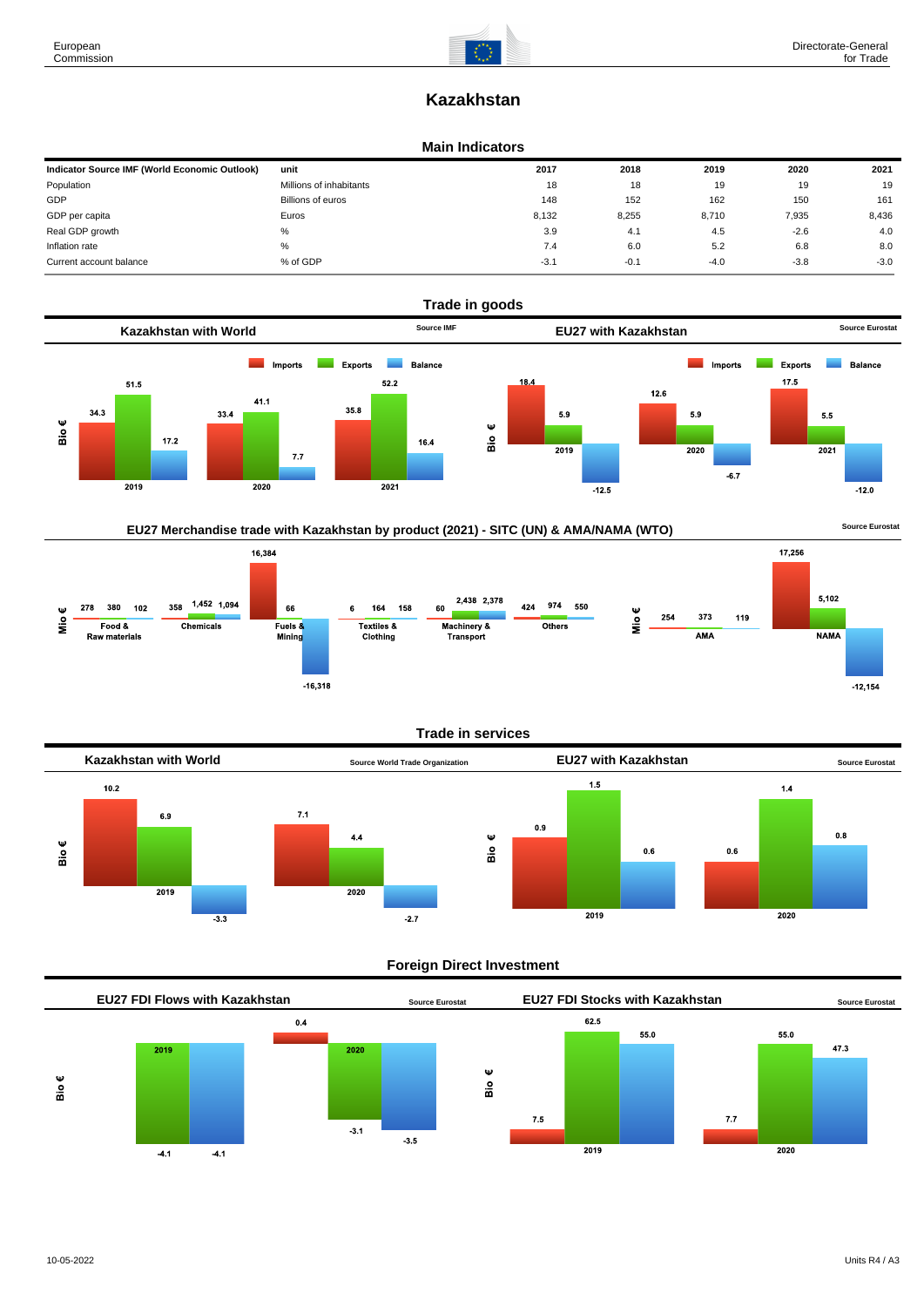# Kazakhstan

## Main Indicators

| Indicator Source IMF (World Economic Outlook) | unit | 2017 | 2018 | 2019 | 2020 | 2021 |
|---|---|---|---|---|---|---|
| Population | Millions of inhabitants | 18 | 18 | 19 | 19 | 19 |
| GDP | Billions of euros | 148 | 152 | 162 | 150 | 161 |
| GDP per capita | Euros | 8,132 | 8,255 | 8,710 | 7,935 | 8,436 |
| Real GDP growth | % | 3.9 | 4.1 | 4.5 | -2.6 | 4.0 |
| Inflation rate | % | 7.4 | 6.0 | 5.2 | 6.8 | 8.0 |
| Current account balance | % of GDP | -3.1 | -0.1 | -4.0 | -3.8 | -3.0 |

## Trade in goods

### Kazakhstan with World

Source IMF

Bio €

| | Imports | Exports | Balance |
|---|---|---|---|
| 2019 | 34.3 | 51.5 | 17.2 |
| 2020 | 33.4 | 41.1 | 7.7 |
| 2021 | 35.8 | 52.2 | 16.4 |

### EU27 with Kazakhstan

Source Eurostat

Bio €

| | Imports | Exports | Balance |
|---|---|---|---|
| 2019 | 18.4 | 5.9 | -12.5 |
| 2020 | 12.6 | 5.9 | -6.7 |
| 2021 | 17.5 | 5.5 | -12.0 |

### EU27 Merchandise trade with Kazakhstan by product (2021) - SITC (UN) & AMA/NAMA (WTO)

Source Eurostat

Mio €

| | Imports | Exports | Balance |
|---|---|---|---|
| Food & Raw materials | 278 | 380 | 102 |
| Chemicals | 358 | 1,452 | 1,094 |
| Fuels & Mining | 16,384 | 66 | -16,318 |
| Textiles & Clothing | 6 | 164 | 158 |
| Machinery & Transport | 60 | 2,438 | 2,378 |
| Others | 424 | 974 | 550 |
| AMA | 254 | 373 | 119 |
| NAMA | 17,256 | 5,102 | -12,154 |

## Trade in services

### Kazakhstan with World

Source World Trade Organization

Bio €

| | Imports | Exports | Balance |
|---|---|---|---|
| 2019 | 10.2 | 6.9 | -3.3 |
| 2020 | 7.1 | 4.4 | -2.7 |

### EU27 with Kazakhstan

Source Eurostat

Bio €

| | Imports | Exports | Balance |
|---|---|---|---|
| 2019 | 0.9 | 1.5 | 0.6 |
| 2020 | 0.6 | 1.4 | 0.8 |

## Foreign Direct Investment

### EU27 FDI Flows with Kazakhstan

Source Eurostat

Bio €

| | Inward | Outward | Balance |
|---|---|---|---|
| 2019 | | -4.1 | -4.1 |
| 2020 | 0.4 | -3.1 | -3.5 |

### EU27 FDI Stocks with Kazakhstan

Source Eurostat

Bio €

| | Inward | Outward | Balance |
|---|---|---|---|
| 2019 | 7.5 | 62.5 | 55.0 |
| 2020 | 7.7 | 55.0 | 47.3 |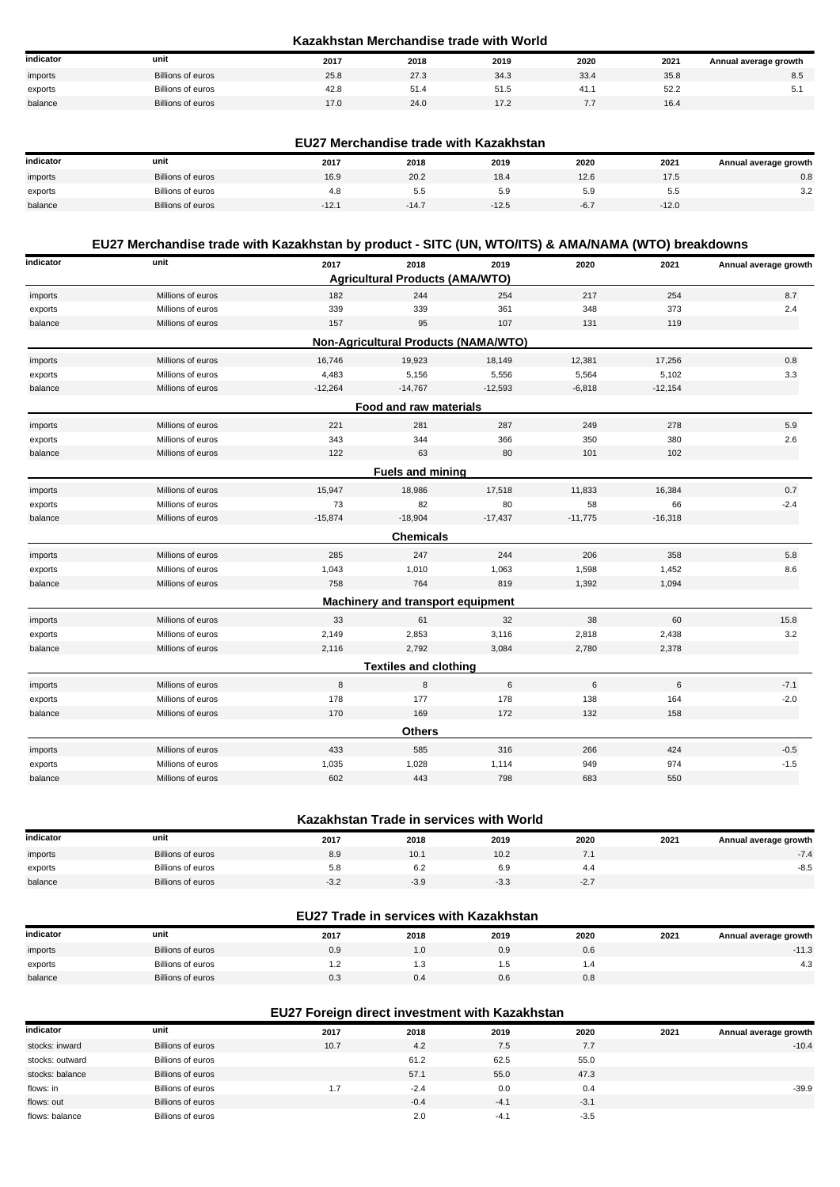### Kazakhstan Merchandise trade with World

| indicator | unit | 2017 | 2018 | 2019 | 2020 | 2021 | Annual average growth |
|---|---|---|---|---|---|---|---|
| imports | Billions of euros | 25.8 | 27.3 | 34.3 | 33.4 | 35.8 | 8.5 |
| exports | Billions of euros | 42.8 | 51.4 | 51.5 | 41.1 | 52.2 | 5.1 |
| balance | Billions of euros | 17.0 | 24.0 | 17.2 | 7.7 | 16.4 | |

### EU27 Merchandise trade with Kazakhstan

| indicator | unit | 2017 | 2018 | 2019 | 2020 | 2021 | Annual average growth |
|---|---|---|---|---|---|---|---|
| imports | Billions of euros | 16.9 | 20.2 | 18.4 | 12.6 | 17.5 | 0.8 |
| exports | Billions of euros | 4.8 | 5.5 | 5.9 | 5.9 | 5.5 | 3.2 |
| balance | Billions of euros | -12.1 | -14.7 | -12.5 | -6.7 | -12.0 | |

### EU27 Merchandise trade with Kazakhstan by product - SITC (UN, WTO/ITS) & AMA/NAMA (WTO) breakdowns

| indicator | unit | 2017 | 2018 | 2019 | 2020 | 2021 | Annual average growth |
|---|---|---|---|---|---|---|---|
| | | | **Agricultural Products (AMA/WTO)** | | | | |
| imports | Millions of euros | 182 | 244 | 254 | 217 | 254 | 8.7 |
| exports | Millions of euros | 339 | 339 | 361 | 348 | 373 | 2.4 |
| balance | Millions of euros | 157 | 95 | 107 | 131 | 119 | |
| | | | **Non-Agricultural Products (NAMA/WTO)** | | | | |
| imports | Millions of euros | 16,746 | 19,923 | 18,149 | 12,381 | 17,256 | 0.8 |
| exports | Millions of euros | 4,483 | 5,156 | 5,556 | 5,564 | 5,102 | 3.3 |
| balance | Millions of euros | -12,264 | -14,767 | -12,593 | -6,818 | -12,154 | |
| | | | **Food and raw materials** | | | | |
| imports | Millions of euros | 221 | 281 | 287 | 249 | 278 | 5.9 |
| exports | Millions of euros | 343 | 344 | 366 | 350 | 380 | 2.6 |
| balance | Millions of euros | 122 | 63 | 80 | 101 | 102 | |
| | | | **Fuels and mining** | | | | |
| imports | Millions of euros | 15,947 | 18,986 | 17,518 | 11,833 | 16,384 | 0.7 |
| exports | Millions of euros | 73 | 82 | 80 | 58 | 66 | -2.4 |
| balance | Millions of euros | -15,874 | -18,904 | -17,437 | -11,775 | -16,318 | |
| | | | **Chemicals** | | | | |
| imports | Millions of euros | 285 | 247 | 244 | 206 | 358 | 5.8 |
| exports | Millions of euros | 1,043 | 1,010 | 1,063 | 1,598 | 1,452 | 8.6 |
| balance | Millions of euros | 758 | 764 | 819 | 1,392 | 1,094 | |
| | | | **Machinery and transport equipment** | | | | |
| imports | Millions of euros | 33 | 61 | 32 | 38 | 60 | 15.8 |
| exports | Millions of euros | 2,149 | 2,853 | 3,116 | 2,818 | 2,438 | 3.2 |
| balance | Millions of euros | 2,116 | 2,792 | 3,084 | 2,780 | 2,378 | |
| | | | **Textiles and clothing** | | | | |
| imports | Millions of euros | 8 | 8 | 6 | 6 | 6 | -7.1 |
| exports | Millions of euros | 178 | 177 | 178 | 138 | 164 | -2.0 |
| balance | Millions of euros | 170 | 169 | 172 | 132 | 158 | |
| | | | **Others** | | | | |
| imports | Millions of euros | 433 | 585 | 316 | 266 | 424 | -0.5 |
| exports | Millions of euros | 1,035 | 1,028 | 1,114 | 949 | 974 | -1.5 |
| balance | Millions of euros | 602 | 443 | 798 | 683 | 550 | |

### Kazakhstan Trade in services with World

| indicator | unit | 2017 | 2018 | 2019 | 2020 | 2021 | Annual average growth |
|---|---|---|---|---|---|---|---|
| imports | Billions of euros | 8.9 | 10.1 | 10.2 | 7.1 | | -7.4 |
| exports | Billions of euros | 5.8 | 6.2 | 6.9 | 4.4 | | -8.5 |
| balance | Billions of euros | -3.2 | -3.9 | -3.3 | -2.7 | | |

### EU27 Trade in services with Kazakhstan

| indicator | unit | 2017 | 2018 | 2019 | 2020 | 2021 | Annual average growth |
|---|---|---|---|---|---|---|---|
| imports | Billions of euros | 0.9 | 1.0 | 0.9 | 0.6 | | -11.3 |
| exports | Billions of euros | 1.2 | 1.3 | 1.5 | 1.4 | | 4.3 |
| balance | Billions of euros | 0.3 | 0.4 | 0.6 | 0.8 | | |

### EU27 Foreign direct investment with Kazakhstan

| indicator | unit | 2017 | 2018 | 2019 | 2020 | 2021 | Annual average growth |
|---|---|---|---|---|---|---|---|
| stocks: inward | Billions of euros | 10.7 | 4.2 | 7.5 | 7.7 | | -10.4 |
| stocks: outward | Billions of euros | | 61.2 | 62.5 | 55.0 | | |
| stocks: balance | Billions of euros | | 57.1 | 55.0 | 47.3 | | |
| flows: in | Billions of euros | 1.7 | -2.4 | 0.0 | 0.4 | | -39.9 |
| flows: out | Billions of euros | | -0.4 | -4.1 | -3.1 | | |
| flows: balance | Billions of euros | | 2.0 | -4.1 | -3.5 | | |